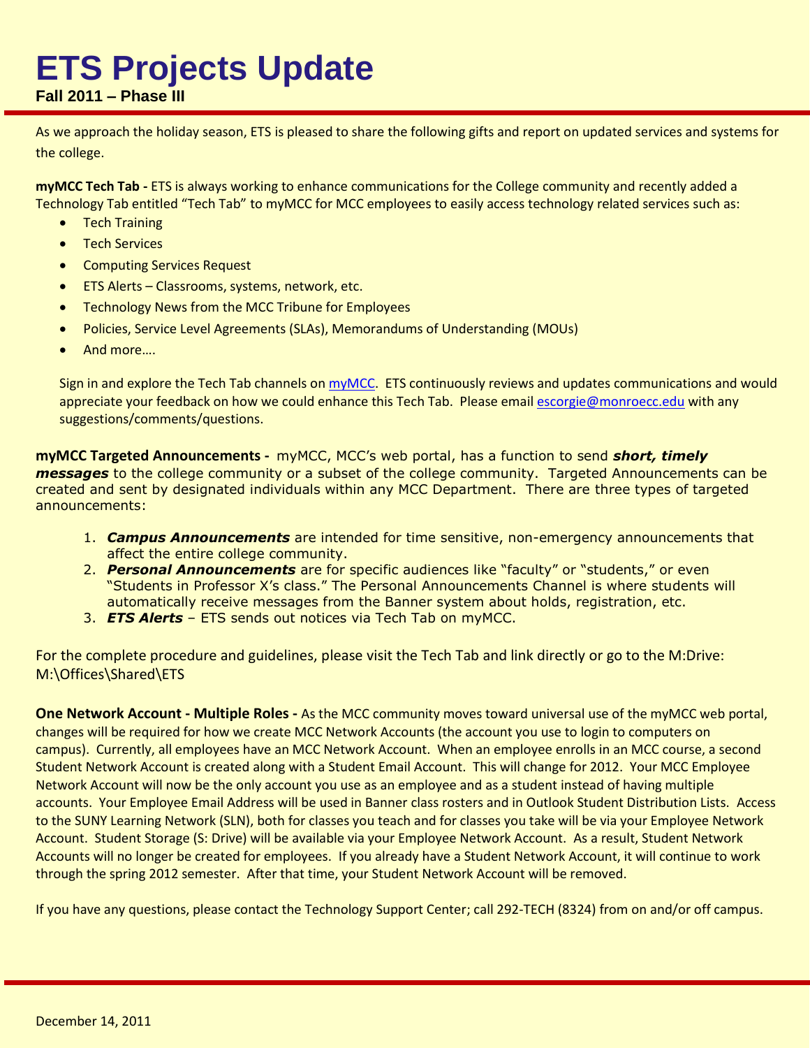# ETS Projects Update

**Fall 2011 – Phase III**

As we approach the holiday season, ETS is pleased to share the following gifts and report on updated services and systems for the college.

**myMCC Tech Tab -** ETS is always working to enhance communications for the College community and recently added a Technology Tab entitled "Tech Tab" to myMCC for MCC employees to easily access technology related services such as:

- Tech Training
- Tech Services
- Computing Services Request
- ETS Alerts – Classrooms, systems, network, etc.
- Technology News from the MCC Tribune for Employees
- Policies, Service Level Agreements (SLAs), Memorandums of Understanding (MOUs)
- And more….

Sign in and explore the Tech Tab channels on myMCC. ETS continuously reviews and updates communications and would appreciate your feedback on how we could enhance this Tech Tab. Please email escorgie@monroecc.edu with any suggestions/comments/questions.

**myMCC Targeted Announcements -** myMCC, MCC's web portal, has a function to send ***short, timely messages*** to the college community or a subset of the college community. Targeted Announcements can be created and sent by designated individuals within any MCC Department. There are three types of targeted announcements:

1. ***Campus Announcements*** are intended for time sensitive, non-emergency announcements that affect the entire college community.
2. ***Personal Announcements*** are for specific audiences like "faculty" or "students," or even "Students in Professor X's class." The Personal Announcements Channel is where students will automatically receive messages from the Banner system about holds, registration, etc.
3. ***ETS Alerts*** – ETS sends out notices via Tech Tab on myMCC.

For the complete procedure and guidelines, please visit the Tech Tab and link directly or go to the M:Drive: M:\Offices\Shared\ETS

**One Network Account - Multiple Roles -** As the MCC community moves toward universal use of the myMCC web portal, changes will be required for how we create MCC Network Accounts (the account you use to login to computers on campus). Currently, all employees have an MCC Network Account. When an employee enrolls in an MCC course, a second Student Network Account is created along with a Student Email Account. This will change for 2012. Your MCC Employee Network Account will now be the only account you use as an employee and as a student instead of having multiple accounts. Your Employee Email Address will be used in Banner class rosters and in Outlook Student Distribution Lists. Access to the SUNY Learning Network (SLN), both for classes you teach and for classes you take will be via your Employee Network Account. Student Storage (S: Drive) will be available via your Employee Network Account. As a result, Student Network Accounts will no longer be created for employees. If you already have a Student Network Account, it will continue to work through the spring 2012 semester. After that time, your Student Network Account will be removed.

If you have any questions, please contact the Technology Support Center; call 292-TECH (8324) from on and/or off campus.

December 14, 2011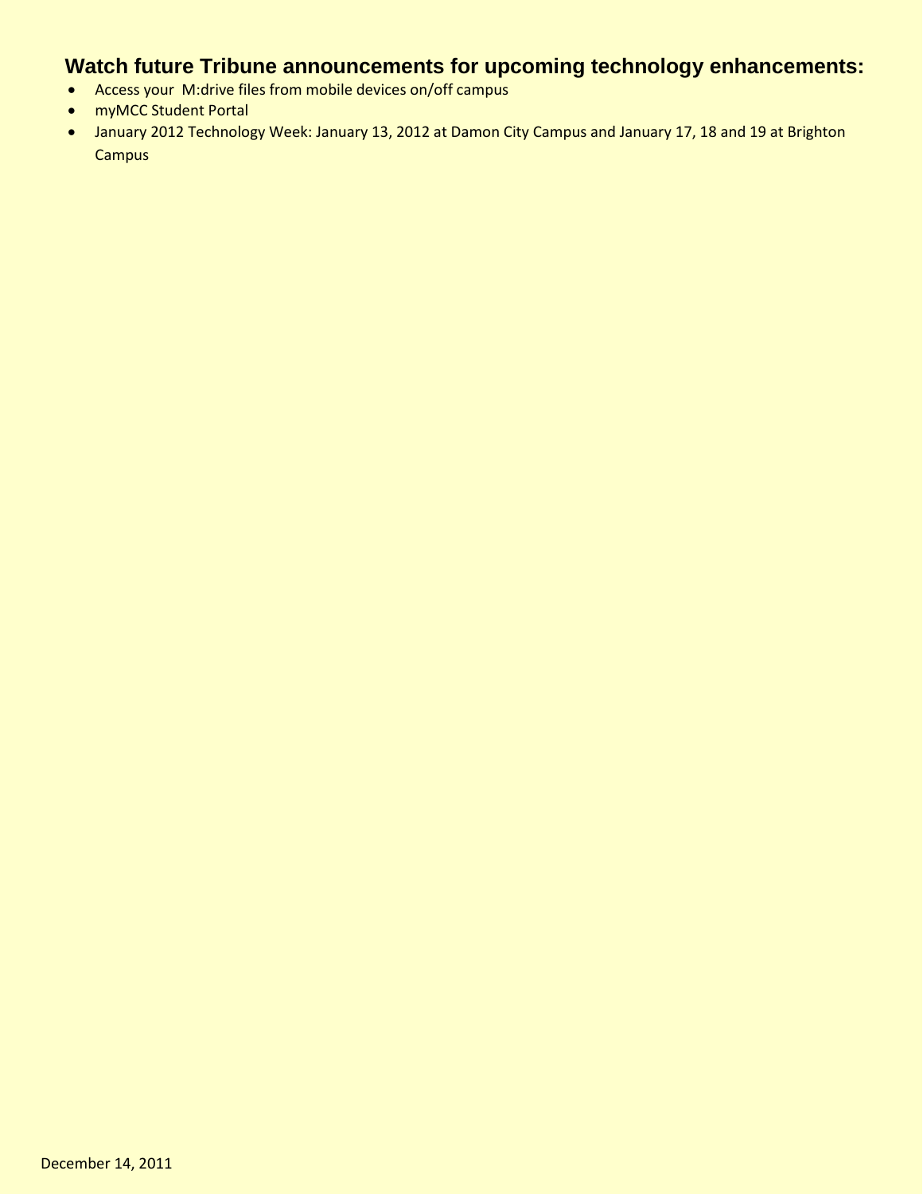## Watch future Tribune announcements for upcoming technology enhancements:

- Access your M:drive files from mobile devices on/off campus
- myMCC Student Portal
- January 2012 Technology Week: January 13, 2012 at Damon City Campus and January 17, 18 and 19 at Brighton Campus

December 14, 2011